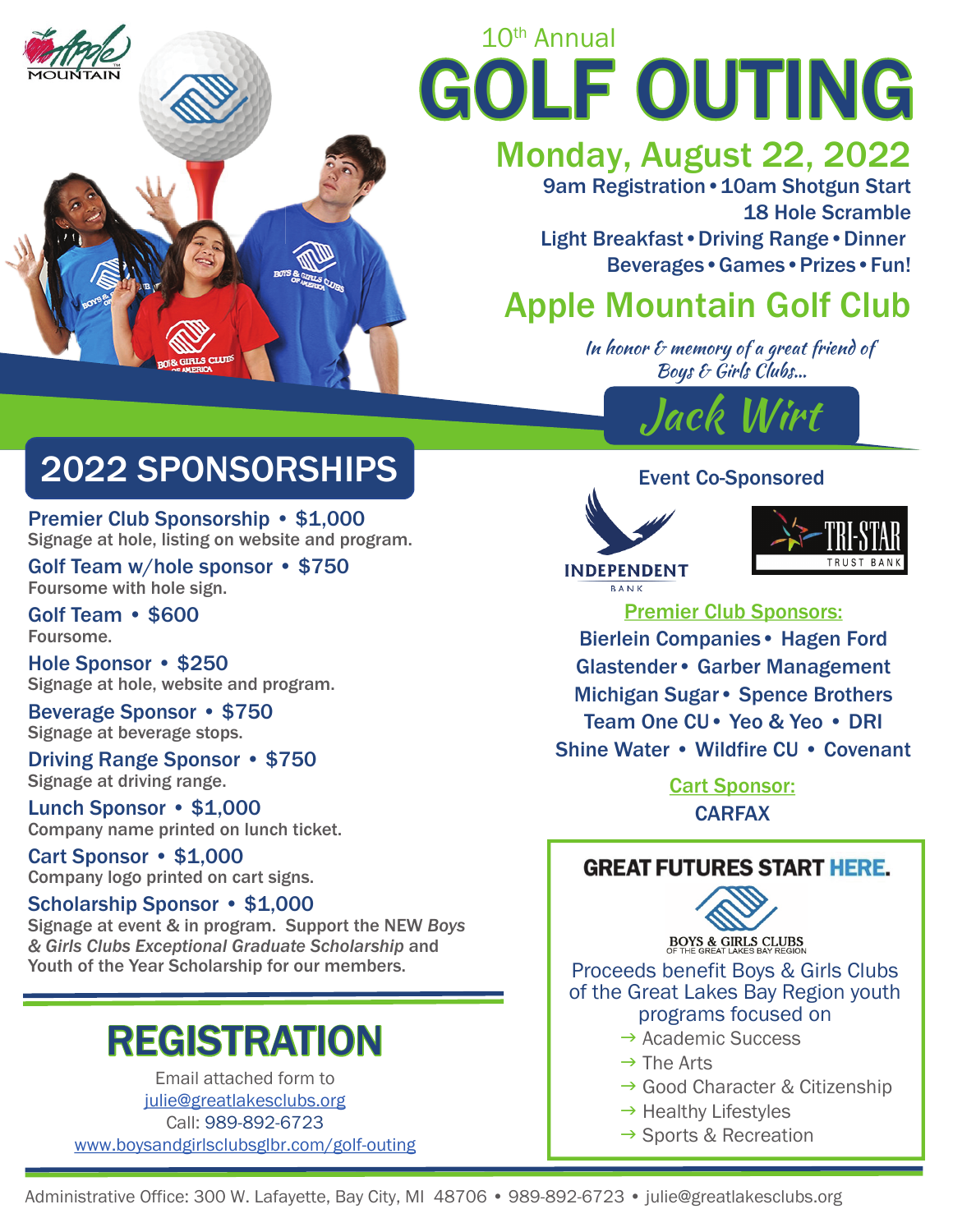# 10th Annual GOLF OUTING

## Monday, August 22, 2022

9am Registration • 10am Shotgun Start
18 Hole Scramble
Light Breakfast • Driving Range • Dinner
Beverages • Games • Prizes • Fun!

## Apple Mountain Golf Club

*In honor & memory of a great friend of Boys & Girls Clubs...*

**Jack Wirt**

## 2022 SPONSORSHIPS

**Premier Club Sponsorship • $1,000**
Signage at hole, listing on website and program.

**Golf Team w/hole sponsor • $750**
Foursome with hole sign.

**Golf Team • $600**
Foursome.

**Hole Sponsor • $250**
Signage at hole, website and program.

**Beverage Sponsor • $750**
Signage at beverage stops.

**Driving Range Sponsor • $750**
Signage at driving range.

**Lunch Sponsor • $1,000**
Company name printed on lunch ticket.

**Cart Sponsor • $1,000**
Company logo printed on cart signs.

**Scholarship Sponsor • $1,000**
Signage at event & in program. Support the NEW *Boys & Girls Clubs Exceptional Graduate Scholarship* and Youth of the Year Scholarship for our members.

## REGISTRATION

Email attached form to
julie@greatlakesclubs.org
Call: 989-892-6723
www.boysandgirlsclubsglbr.com/golf-outing

### Event Co-Sponsored

INDEPENDENT BANK
TRI-STAR TRUST BANK

**Premier Club Sponsors:**

Bierlein Companies • Hagen Ford
Glastender • Garber Management
Michigan Sugar • Spence Brothers
Team One CU • Yeo & Yeo • DRI
Shine Water • Wildfire CU • Covenant

**Cart Sponsor:**

CARFAX

### GREAT FUTURES START HERE.

BOYS & GIRLS CLUBS OF THE GREAT LAKES BAY REGION

Proceeds benefit Boys & Girls Clubs of the Great Lakes Bay Region youth programs focused on

- Academic Success
- The Arts
- Good Character & Citizenship
- Healthy Lifestyles
- Sports & Recreation

Administrative Office: 300 W. Lafayette, Bay City, MI 48706 • 989-892-6723 • julie@greatlakesclubs.org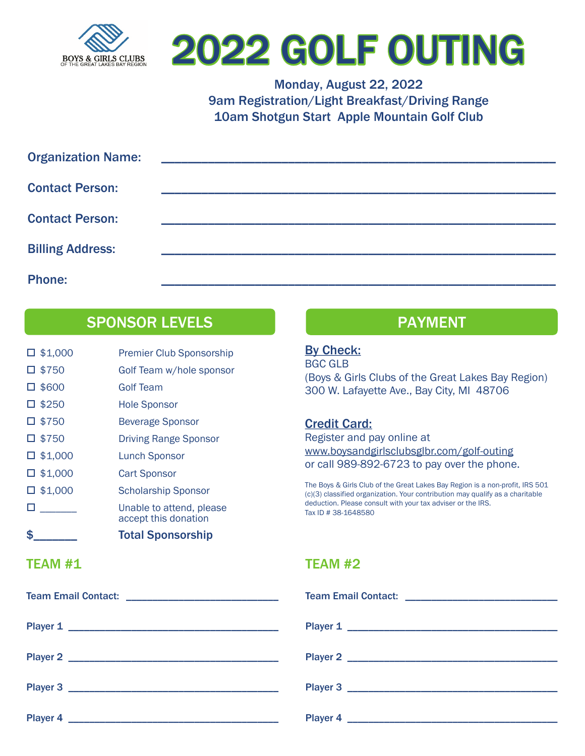BOYS & GIRLS CLUBS
OF THE GREAT LAKES BAY REGION

# 2022 GOLF OUTING

**Monday, August 22, 2022**
**9am Registration/Light Breakfast/Driving Range**
**10am Shotgun Start Apple Mountain Golf Club**

**Organization Name:** ____________________

**Contact Person:** ____________________

**Contact Person:** ____________________

**Billing Address:** ____________________

**Phone:** ____________________

## SPONSOR LEVELS

| | |
|---|---|
| ☐ $1,000 | Premier Club Sponsorship |
| ☐ $750 | Golf Team w/hole sponsor |
| ☐ $600 | Golf Team |
| ☐ $250 | Hole Sponsor |
| ☐ $750 | Beverage Sponsor |
| ☐ $750 | Driving Range Sponsor |
| ☐ $1,000 | Lunch Sponsor |
| ☐ $1,000 | Cart Sponsor |
| ☐ $1,000 | Scholarship Sponsor |
| ☐ _______ | Unable to attend, please accept this donation |
| **$_______** | **Total Sponsorship** |

## PAYMENT

**By Check:**
BGC GLB
(Boys & Girls Clubs of the Great Lakes Bay Region)
300 W. Lafayette Ave., Bay City, MI 48706

**Credit Card:**
Register and pay online at
www.boysandgirlsclubsglbr.com/golf-outing
or call 989-892-6723 to pay over the phone.

The Boys & Girls Club of the Great Lakes Bay Region is a non-profit, IRS 501 (c)(3) classified organization. Your contribution may qualify as a charitable deduction. Please consult with your tax adviser or the IRS.
Tax ID # 38-1648580

## TEAM #1

**Team Email Contact:** ____________________

**Player 1** ____________________

**Player 2** ____________________

**Player 3** ____________________

**Player 4** ____________________

## TEAM #2

**Team Email Contact:** ____________________

**Player 1** ____________________

**Player 2** ____________________

**Player 3** ____________________

**Player 4** ____________________